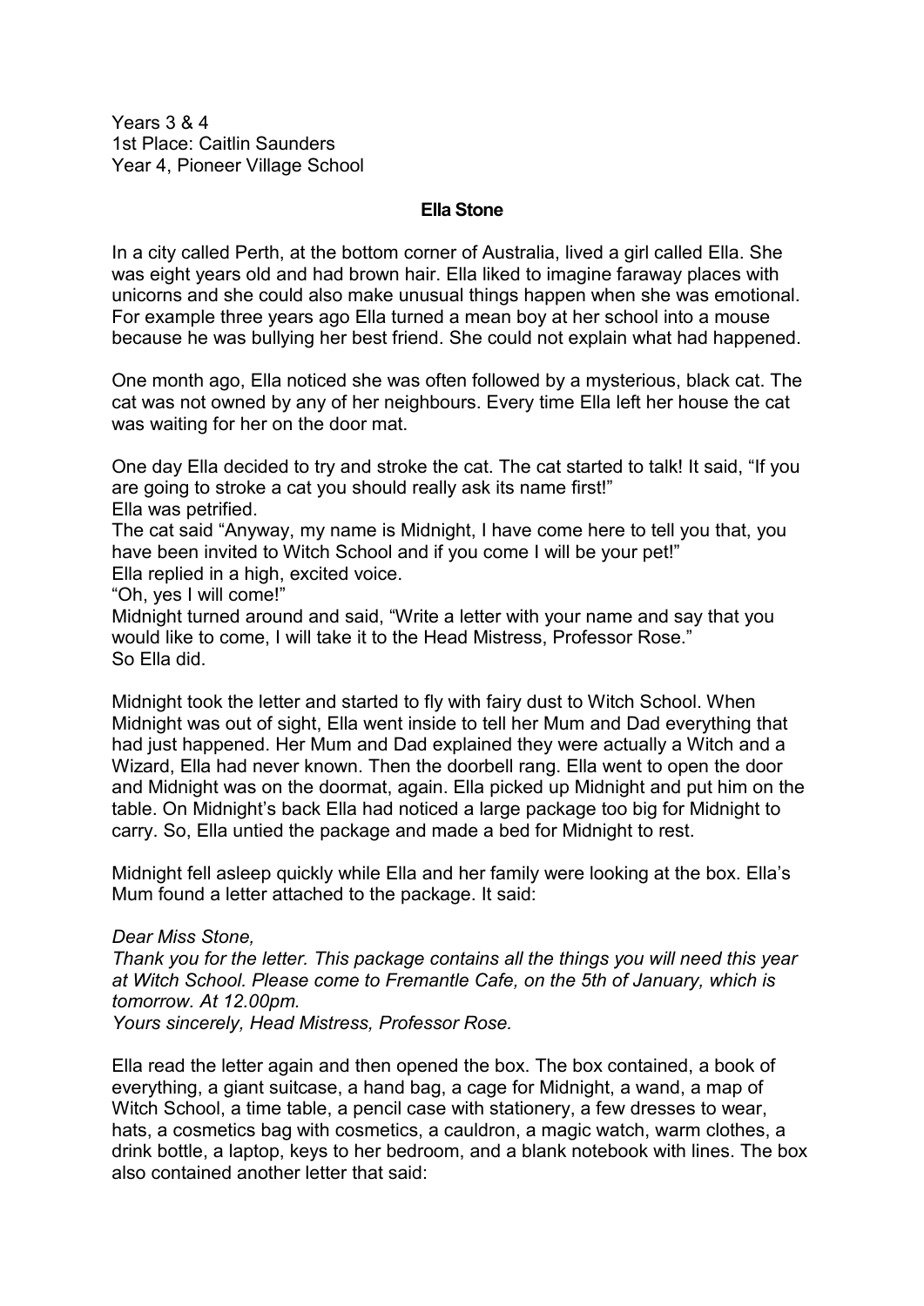Years 3 & 4
1st Place: Caitlin Saunders
Year 4, Pioneer Village School

## Ella Stone

In a city called Perth, at the bottom corner of Australia, lived a girl called Ella. She was eight years old and had brown hair. Ella liked to imagine faraway places with unicorns and she could also make unusual things happen when she was emotional. For example three years ago Ella turned a mean boy at her school into a mouse because he was bullying her best friend. She could not explain what had happened.

One month ago, Ella noticed she was often followed by a mysterious, black cat. The cat was not owned by any of her neighbours. Every time Ella left her house the cat was waiting for her on the door mat.

One day Ella decided to try and stroke the cat. The cat started to talk! It said, "If you are going to stroke a cat you should really ask its name first!"
Ella was petrified.
The cat said "Anyway, my name is Midnight, I have come here to tell you that, you have been invited to Witch School and if you come I will be your pet!"
Ella replied in a high, excited voice.
"Oh, yes I will come!"
Midnight turned around and said, "Write a letter with your name and say that you would like to come, I will take it to the Head Mistress, Professor Rose."
So Ella did.

Midnight took the letter and started to fly with fairy dust to Witch School. When Midnight was out of sight, Ella went inside to tell her Mum and Dad everything that had just happened. Her Mum and Dad explained they were actually a Witch and a Wizard, Ella had never known. Then the doorbell rang. Ella went to open the door and Midnight was on the doormat, again. Ella picked up Midnight and put him on the table. On Midnight's back Ella had noticed a large package too big for Midnight to carry. So, Ella untied the package and made a bed for Midnight to rest.

Midnight fell asleep quickly while Ella and her family were looking at the box. Ella's Mum found a letter attached to the package. It said:

*Dear Miss Stone,*
*Thank you for the letter. This package contains all the things you will need this year at Witch School. Please come to Fremantle Cafe, on the 5th of January, which is tomorrow. At 12.00pm.*
*Yours sincerely, Head Mistress, Professor Rose.*

Ella read the letter again and then opened the box. The box contained, a book of everything, a giant suitcase, a hand bag, a cage for Midnight, a wand, a map of Witch School, a time table, a pencil case with stationery, a few dresses to wear, hats, a cosmetics bag with cosmetics, a cauldron, a magic watch, warm clothes, a drink bottle, a laptop, keys to her bedroom, and a blank notebook with lines. The box also contained another letter that said: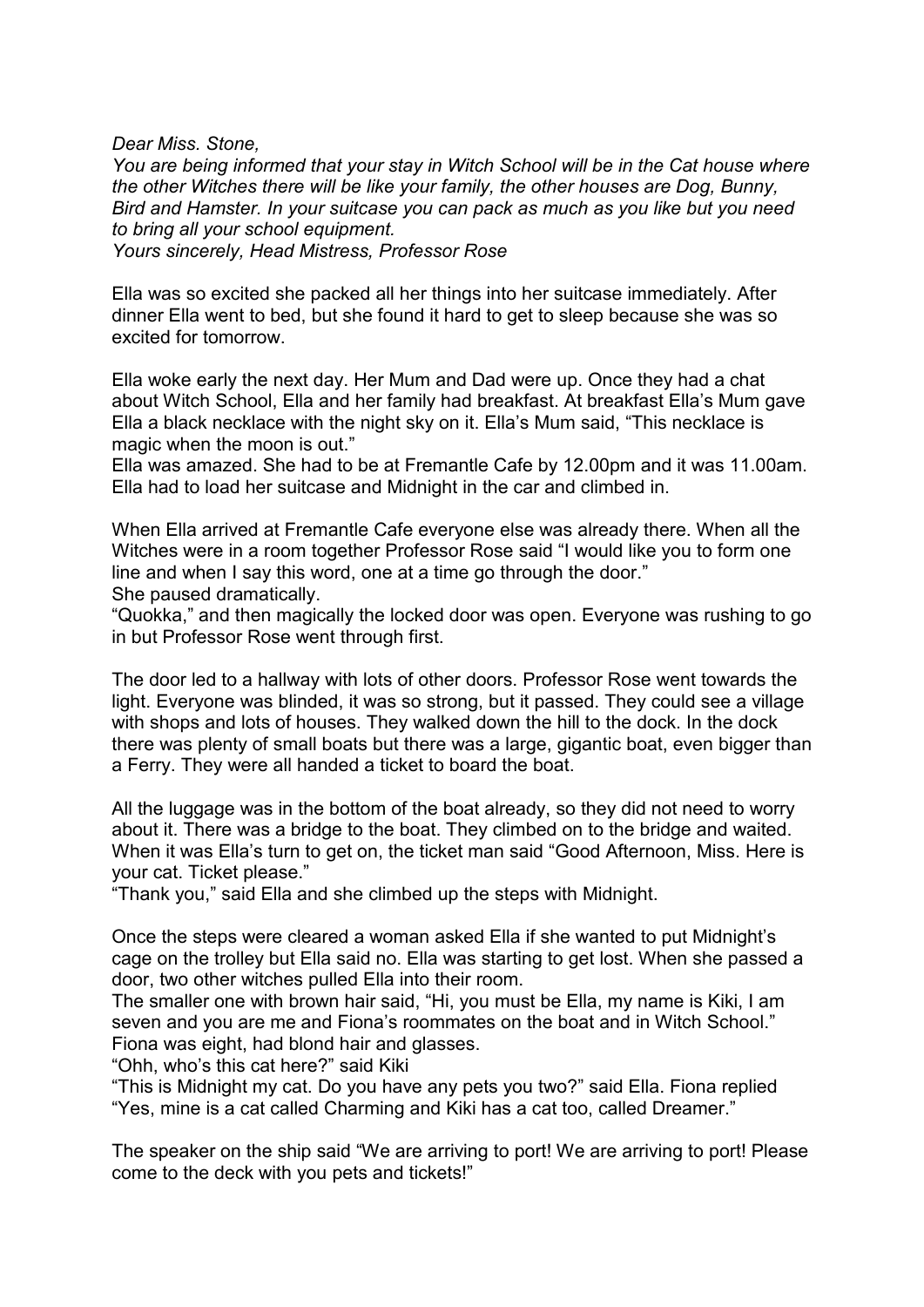*Dear Miss. Stone,*
*You are being informed that your stay in Witch School will be in the Cat house where the other Witches there will be like your family, the other houses are Dog, Bunny, Bird and Hamster. In your suitcase you can pack as much as you like but you need to bring all your school equipment.*
*Yours sincerely, Head Mistress, Professor Rose*

Ella was so excited she packed all her things into her suitcase immediately. After dinner Ella went to bed, but she found it hard to get to sleep because she was so excited for tomorrow.

Ella woke early the next day. Her Mum and Dad were up. Once they had a chat about Witch School, Ella and her family had breakfast. At breakfast Ella's Mum gave Ella a black necklace with the night sky on it. Ella's Mum said, "This necklace is magic when the moon is out."
Ella was amazed. She had to be at Fremantle Cafe by 12.00pm and it was 11.00am. Ella had to load her suitcase and Midnight in the car and climbed in.

When Ella arrived at Fremantle Cafe everyone else was already there. When all the Witches were in a room together Professor Rose said "I would like you to form one line and when I say this word, one at a time go through the door."
She paused dramatically.
"Quokka," and then magically the locked door was open. Everyone was rushing to go in but Professor Rose went through first.

The door led to a hallway with lots of other doors. Professor Rose went towards the light. Everyone was blinded, it was so strong, but it passed. They could see a village with shops and lots of houses. They walked down the hill to the dock. In the dock there was plenty of small boats but there was a large, gigantic boat, even bigger than a Ferry. They were all handed a ticket to board the boat.

All the luggage was in the bottom of the boat already, so they did not need to worry about it. There was a bridge to the boat. They climbed on to the bridge and waited. When it was Ella's turn to get on, the ticket man said "Good Afternoon, Miss. Here is your cat. Ticket please."
"Thank you," said Ella and she climbed up the steps with Midnight.

Once the steps were cleared a woman asked Ella if she wanted to put Midnight's cage on the trolley but Ella said no. Ella was starting to get lost. When she passed a door, two other witches pulled Ella into their room.
The smaller one with brown hair said, "Hi, you must be Ella, my name is Kiki, I am seven and you are me and Fiona's roommates on the boat and in Witch School."
Fiona was eight, had blond hair and glasses.
"Ohh, who's this cat here?" said Kiki
"This is Midnight my cat. Do you have any pets you two?" said Ella. Fiona replied "Yes, mine is a cat called Charming and Kiki has a cat too, called Dreamer."

The speaker on the ship said "We are arriving to port! We are arriving to port! Please come to the deck with you pets and tickets!"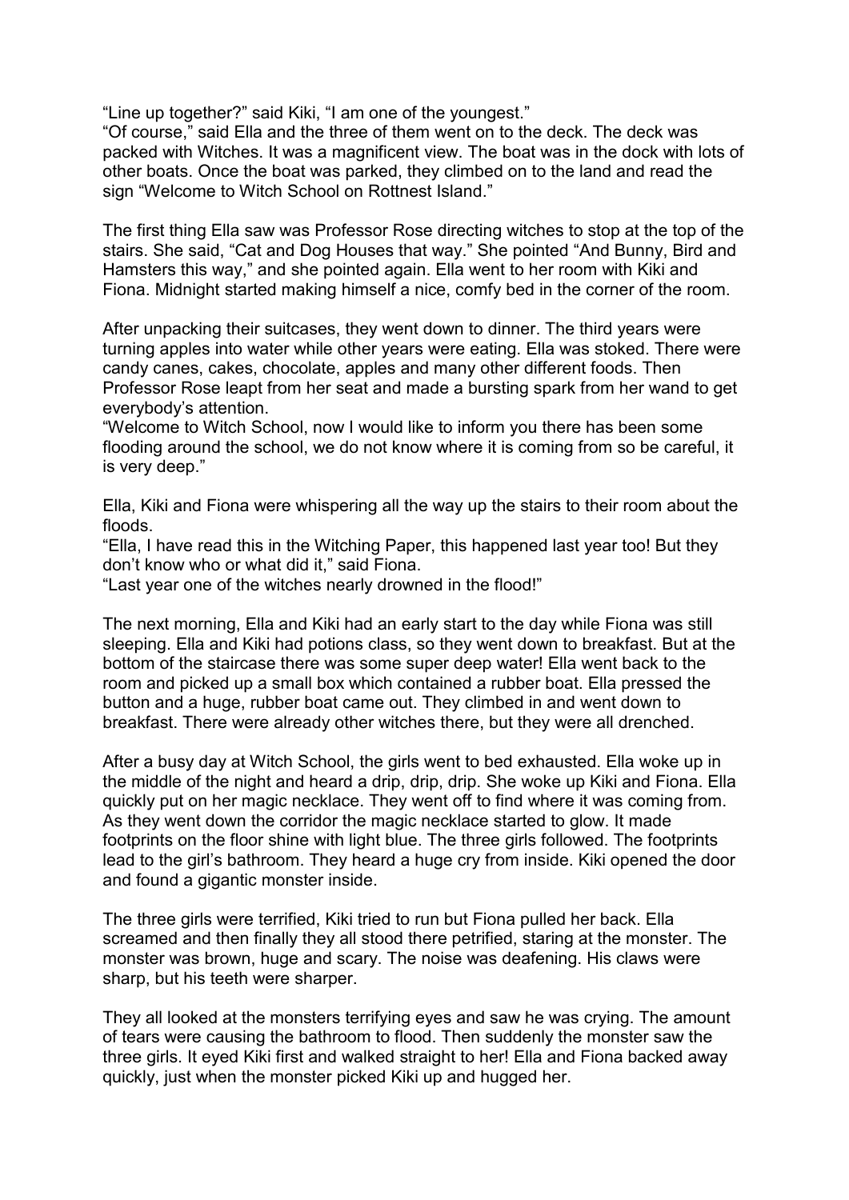"Line up together?" said Kiki, "I am one of the youngest."
"Of course," said Ella and the three of them went on to the deck. The deck was packed with Witches. It was a magnificent view. The boat was in the dock with lots of other boats. Once the boat was parked, they climbed on to the land and read the sign "Welcome to Witch School on Rottnest Island."

The first thing Ella saw was Professor Rose directing witches to stop at the top of the stairs. She said, "Cat and Dog Houses that way." She pointed "And Bunny, Bird and Hamsters this way," and she pointed again. Ella went to her room with Kiki and Fiona. Midnight started making himself a nice, comfy bed in the corner of the room.

After unpacking their suitcases, they went down to dinner. The third years were turning apples into water while other years were eating. Ella was stoked. There were candy canes, cakes, chocolate, apples and many other different foods. Then Professor Rose leapt from her seat and made a bursting spark from her wand to get everybody's attention.
"Welcome to Witch School, now I would like to inform you there has been some flooding around the school, we do not know where it is coming from so be careful, it is very deep."

Ella, Kiki and Fiona were whispering all the way up the stairs to their room about the floods.
"Ella, I have read this in the Witching Paper, this happened last year too! But they don't know who or what did it," said Fiona.
"Last year one of the witches nearly drowned in the flood!"

The next morning, Ella and Kiki had an early start to the day while Fiona was still sleeping. Ella and Kiki had potions class, so they went down to breakfast. But at the bottom of the staircase there was some super deep water! Ella went back to the room and picked up a small box which contained a rubber boat. Ella pressed the button and a huge, rubber boat came out. They climbed in and went down to breakfast. There were already other witches there, but they were all drenched.

After a busy day at Witch School, the girls went to bed exhausted. Ella woke up in the middle of the night and heard a drip, drip, drip. She woke up Kiki and Fiona. Ella quickly put on her magic necklace. They went off to find where it was coming from. As they went down the corridor the magic necklace started to glow. It made footprints on the floor shine with light blue. The three girls followed. The footprints lead to the girl's bathroom. They heard a huge cry from inside. Kiki opened the door and found a gigantic monster inside.

The three girls were terrified, Kiki tried to run but Fiona pulled her back. Ella screamed and then finally they all stood there petrified, staring at the monster. The monster was brown, huge and scary. The noise was deafening. His claws were sharp, but his teeth were sharper.

They all looked at the monsters terrifying eyes and saw he was crying. The amount of tears were causing the bathroom to flood. Then suddenly the monster saw the three girls. It eyed Kiki first and walked straight to her! Ella and Fiona backed away quickly, just when the monster picked Kiki up and hugged her.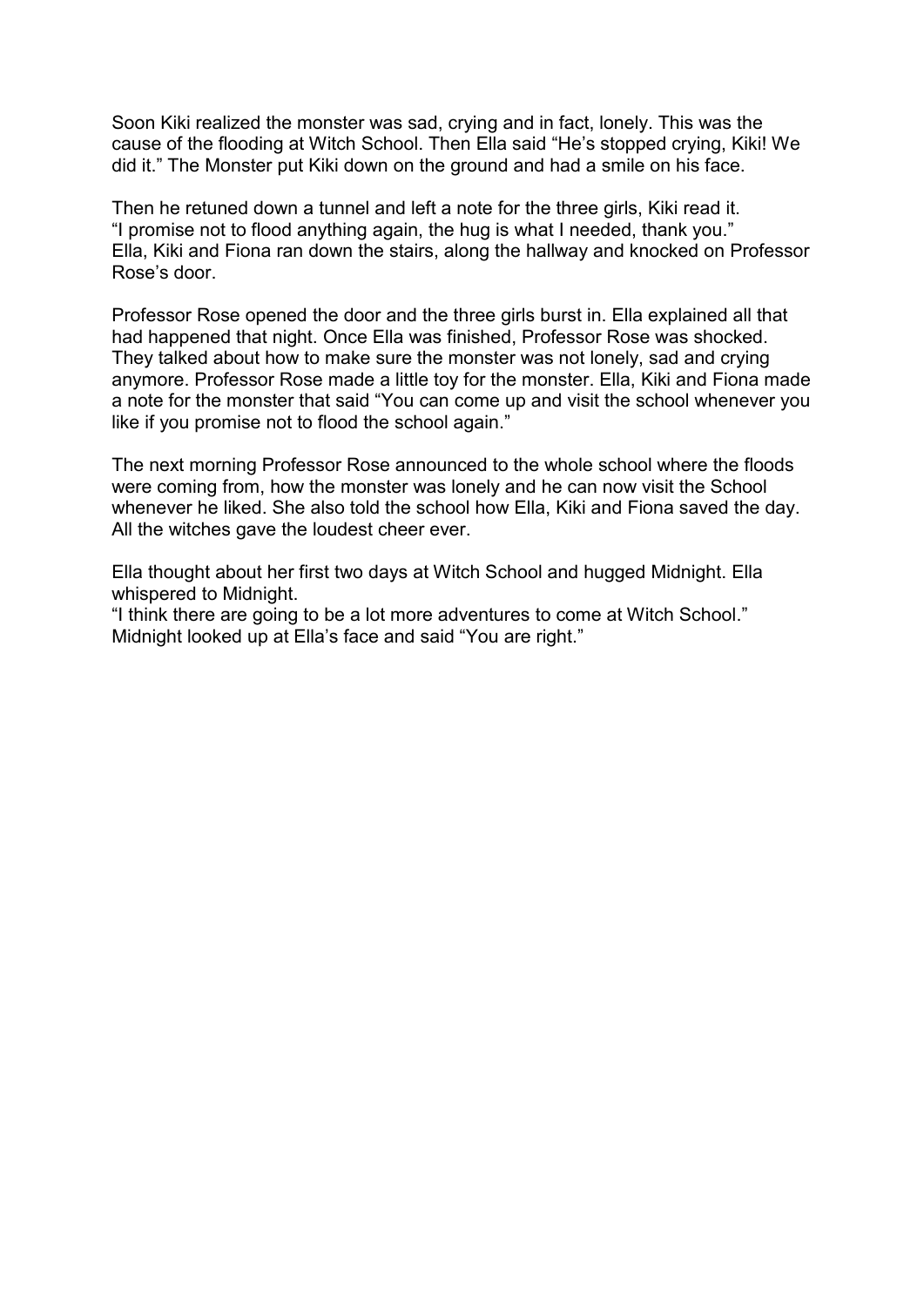Soon Kiki realized the monster was sad, crying and in fact, lonely. This was the cause of the flooding at Witch School. Then Ella said "He's stopped crying, Kiki! We did it." The Monster put Kiki down on the ground and had a smile on his face.

Then he retuned down a tunnel and left a note for the three girls, Kiki read it.
"I promise not to flood anything again, the hug is what I needed, thank you."
Ella, Kiki and Fiona ran down the stairs, along the hallway and knocked on Professor Rose's door.

Professor Rose opened the door and the three girls burst in. Ella explained all that had happened that night. Once Ella was finished, Professor Rose was shocked. They talked about how to make sure the monster was not lonely, sad and crying anymore. Professor Rose made a little toy for the monster. Ella, Kiki and Fiona made a note for the monster that said "You can come up and visit the school whenever you like if you promise not to flood the school again."

The next morning Professor Rose announced to the whole school where the floods were coming from, how the monster was lonely and he can now visit the School whenever he liked. She also told the school how Ella, Kiki and Fiona saved the day. All the witches gave the loudest cheer ever.

Ella thought about her first two days at Witch School and hugged Midnight. Ella whispered to Midnight.
"I think there are going to be a lot more adventures to come at Witch School."
Midnight looked up at Ella's face and said "You are right."